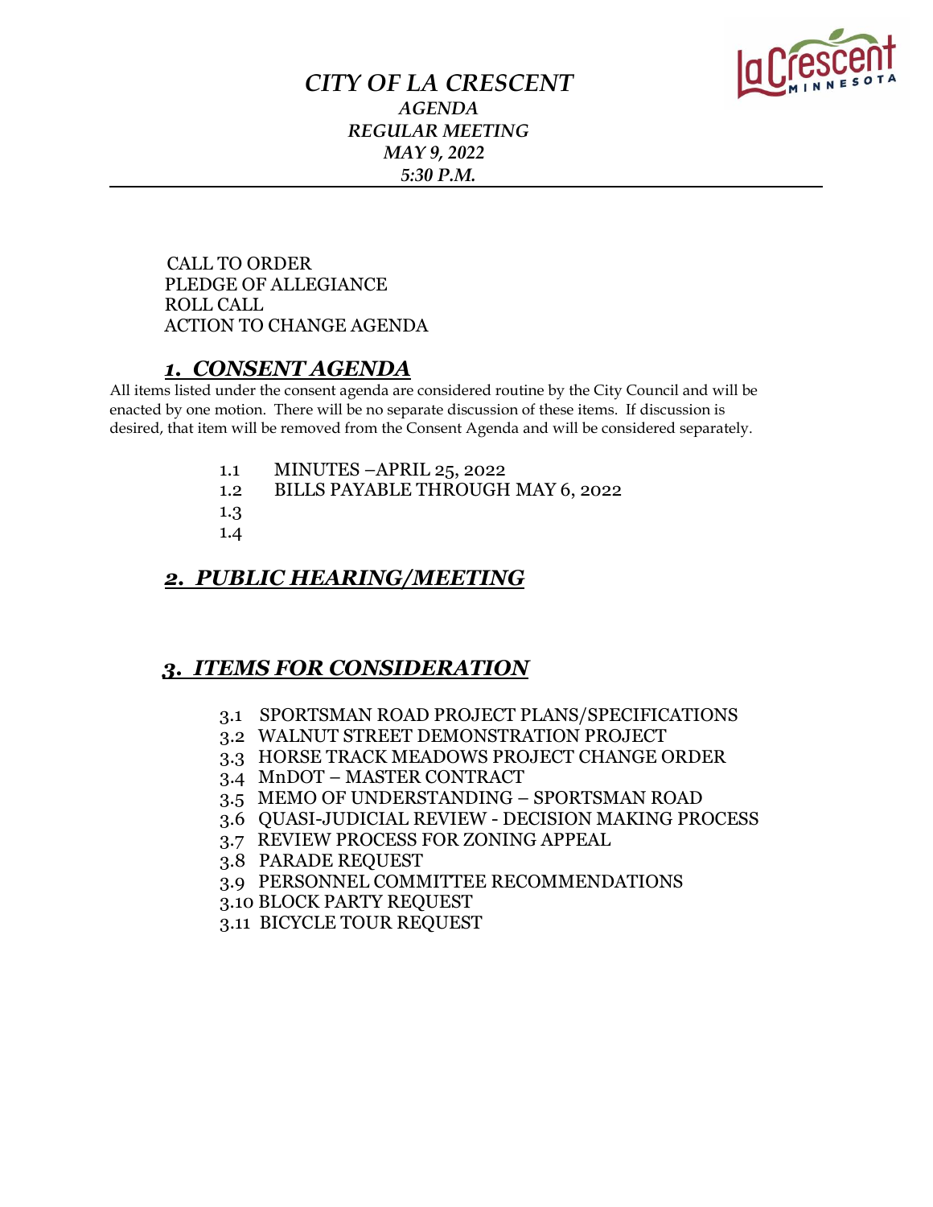# *CITY OF LA CRESCENT*

### *AGENDA*
### *REGULAR MEETING*
### *MAY 9, 2022*
### *5:30 P.M.*

---

CALL TO ORDER
PLEDGE OF ALLEGIANCE
ROLL CALL
ACTION TO CHANGE AGENDA

## ***1. CONSENT AGENDA***

All items listed under the consent agenda are considered routine by the City Council and will be enacted by one motion. There will be no separate discussion of these items. If discussion is desired, that item will be removed from the Consent Agenda and will be considered separately.

1.1 MINUTES –APRIL 25, 2022
1.2 BILLS PAYABLE THROUGH MAY 6, 2022
1.3
1.4

## ***2. PUBLIC HEARING/MEETING***

## ***3. ITEMS FOR CONSIDERATION***

3.1 SPORTSMAN ROAD PROJECT PLANS/SPECIFICATIONS
3.2 WALNUT STREET DEMONSTRATION PROJECT
3.3 HORSE TRACK MEADOWS PROJECT CHANGE ORDER
3.4 MnDOT – MASTER CONTRACT
3.5 MEMO OF UNDERSTANDING – SPORTSMAN ROAD
3.6 QUASI-JUDICIAL REVIEW - DECISION MAKING PROCESS
3.7 REVIEW PROCESS FOR ZONING APPEAL
3.8 PARADE REQUEST
3.9 PERSONNEL COMMITTEE RECOMMENDATIONS
3.10 BLOCK PARTY REQUEST
3.11 BICYCLE TOUR REQUEST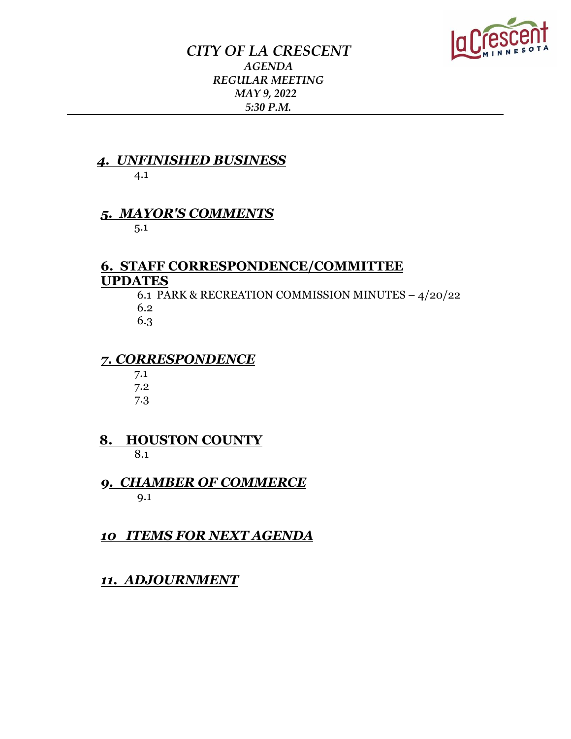*CITY OF LA CRESCENT*
*AGENDA*
*REGULAR MEETING*
*MAY 9, 2022*
*5:30 P.M.*

## 4. UNFINISHED BUSINESS

4.1

## 5. MAYOR'S COMMENTS

5.1

## 6. STAFF CORRESPONDENCE/COMMITTEE UPDATES

6.1 PARK & RECREATION COMMISSION MINUTES – 4/20/22
6.2
6.3

## 7. CORRESPONDENCE

7.1
7.2
7.3

## 8. HOUSTON COUNTY

8.1

## 9. CHAMBER OF COMMERCE

9.1

## 10 ITEMS FOR NEXT AGENDA

## 11. ADJOURNMENT